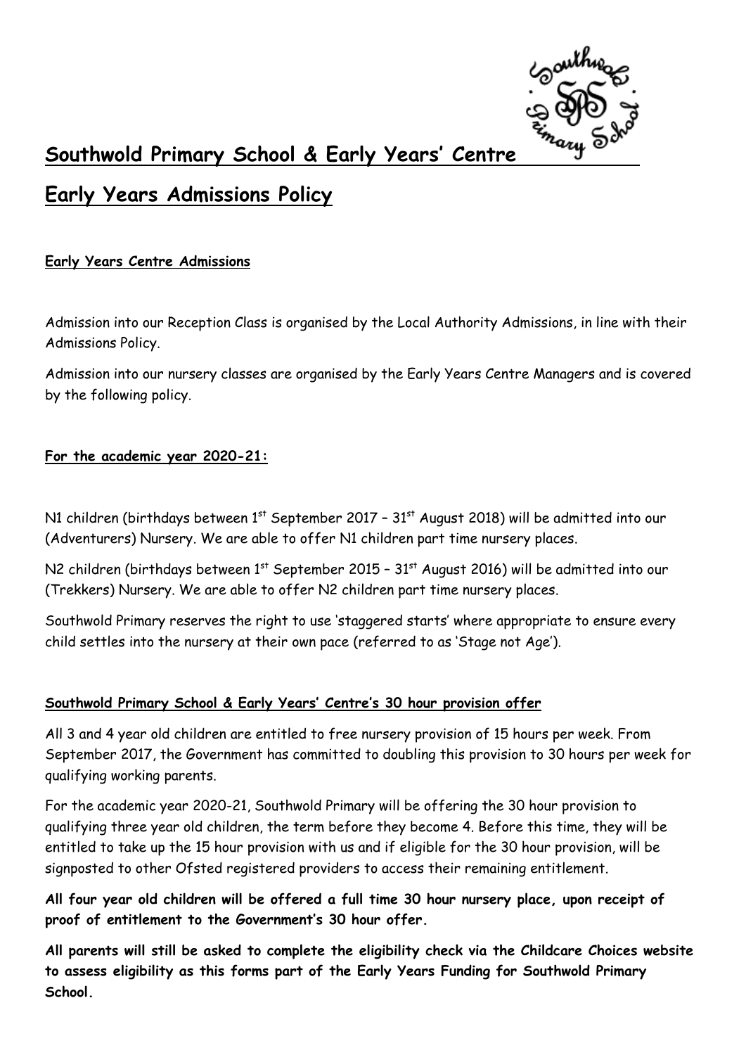# Southwold Primary School & Early Years' Centre

## Early Years Admissions Policy

**Early Years Centre Admissions**

Admission into our Reception Class is organised by the Local Authority Admissions, in line with their Admissions Policy.

Admission into our nursery classes are organised by the Early Years Centre Managers and is covered by the following policy.

**For the academic year 2020-21:**

N1 children (birthdays between 1st September 2017 – 31st August 2018) will be admitted into our (Adventurers) Nursery. We are able to offer N1 children part time nursery places.

N2 children (birthdays between 1st September 2015 – 31st August 2016) will be admitted into our (Trekkers) Nursery. We are able to offer N2 children part time nursery places.

Southwold Primary reserves the right to use 'staggered starts' where appropriate to ensure every child settles into the nursery at their own pace (referred to as 'Stage not Age').

**Southwold Primary School & Early Years' Centre's 30 hour provision offer**

All 3 and 4 year old children are entitled to free nursery provision of 15 hours per week. From September 2017, the Government has committed to doubling this provision to 30 hours per week for qualifying working parents.

For the academic year 2020-21, Southwold Primary will be offering the 30 hour provision to qualifying three year old children, the term before they become 4. Before this time, they will be entitled to take up the 15 hour provision with us and if eligible for the 30 hour provision, will be signposted to other Ofsted registered providers to access their remaining entitlement.

**All four year old children will be offered a full time 30 hour nursery place, upon receipt of proof of entitlement to the Government's 30 hour offer.**

**All parents will still be asked to complete the eligibility check via the Childcare Choices website to assess eligibility as this forms part of the Early Years Funding for Southwold Primary School.**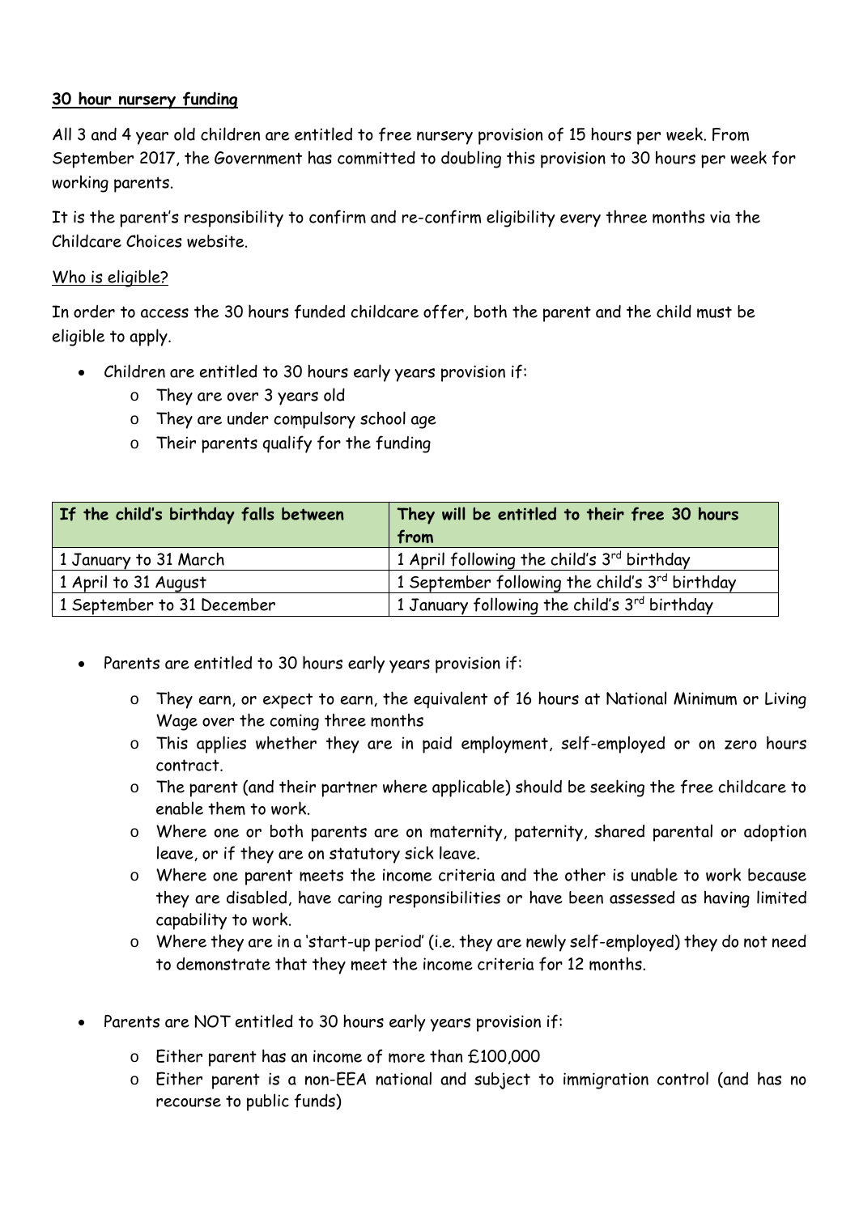**30 hour nursery funding**

All 3 and 4 year old children are entitled to free nursery provision of 15 hours per week. From September 2017, the Government has committed to doubling this provision to 30 hours per week for working parents.

It is the parent's responsibility to confirm and re-confirm eligibility every three months via the Childcare Choices website.

Who is eligible?

In order to access the 30 hours funded childcare offer, both the parent and the child must be eligible to apply.

- Children are entitled to 30 hours early years provision if:
    - They are over 3 years old
    - They are under compulsory school age
    - Their parents qualify for the funding

| If the child's birthday falls between | They will be entitled to their free 30 hours from |
|---|---|
| 1 January to 31 March | 1 April following the child's 3rd birthday |
| 1 April to 31 August | 1 September following the child's 3rd birthday |
| 1 September to 31 December | 1 January following the child's 3rd birthday |

- Parents are entitled to 30 hours early years provision if:
    - They earn, or expect to earn, the equivalent of 16 hours at National Minimum or Living Wage over the coming three months
    - This applies whether they are in paid employment, self-employed or on zero hours contract.
    - The parent (and their partner where applicable) should be seeking the free childcare to enable them to work.
    - Where one or both parents are on maternity, paternity, shared parental or adoption leave, or if they are on statutory sick leave.
    - Where one parent meets the income criteria and the other is unable to work because they are disabled, have caring responsibilities or have been assessed as having limited capability to work.
    - Where they are in a 'start-up period' (i.e. they are newly self-employed) they do not need to demonstrate that they meet the income criteria for 12 months.

- Parents are NOT entitled to 30 hours early years provision if:
    - Either parent has an income of more than £100,000
    - Either parent is a non-EEA national and subject to immigration control (and has no recourse to public funds)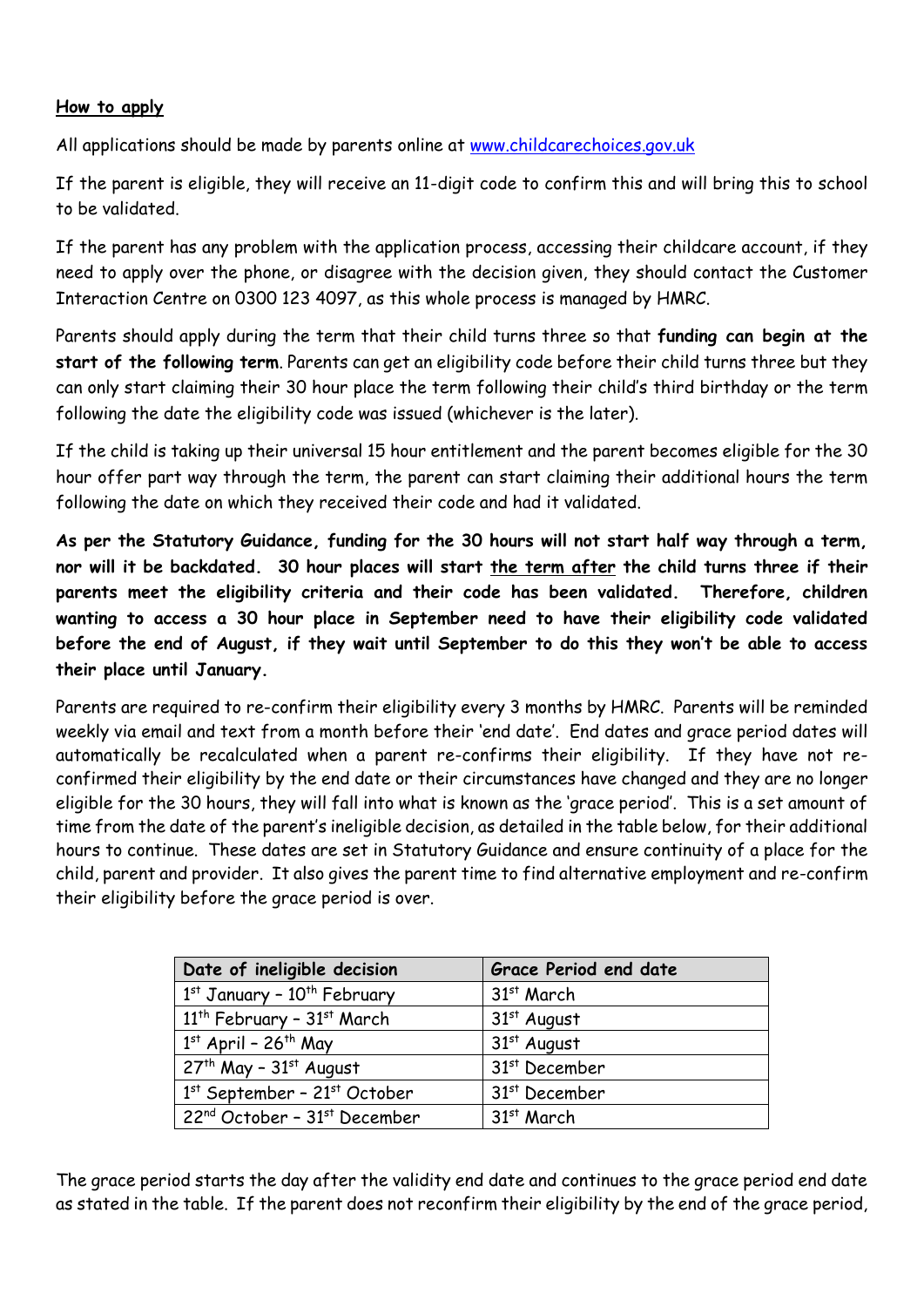**How to apply**

All applications should be made by parents online at [www.childcarechoices.gov.uk](www.childcarechoices.gov.uk)

If the parent is eligible, they will receive an 11-digit code to confirm this and will bring this to school to be validated.

If the parent has any problem with the application process, accessing their childcare account, if they need to apply over the phone, or disagree with the decision given, they should contact the Customer Interaction Centre on 0300 123 4097, as this whole process is managed by HMRC.

Parents should apply during the term that their child turns three so that **funding can begin at the start of the following term**. Parents can get an eligibility code before their child turns three but they can only start claiming their 30 hour place the term following their child's third birthday or the term following the date the eligibility code was issued (whichever is the later).

If the child is taking up their universal 15 hour entitlement and the parent becomes eligible for the 30 hour offer part way through the term, the parent can start claiming their additional hours the term following the date on which they received their code and had it validated.

**As per the Statutory Guidance, funding for the 30 hours will not start half way through a term, nor will it be backdated. 30 hour places will start <u>the term after</u> the child turns three if their parents meet the eligibility criteria and their code has been validated. Therefore, children wanting to access a 30 hour place in September need to have their eligibility code validated before the end of August, if they wait until September to do this they won't be able to access their place until January.**

Parents are required to re-confirm their eligibility every 3 months by HMRC. Parents will be reminded weekly via email and text from a month before their 'end date'. End dates and grace period dates will automatically be recalculated when a parent re-confirms their eligibility. If they have not re-confirmed their eligibility by the end date or their circumstances have changed and they are no longer eligible for the 30 hours, they will fall into what is known as the 'grace period'. This is a set amount of time from the date of the parent's ineligible decision, as detailed in the table below, for their additional hours to continue. These dates are set in Statutory Guidance and ensure continuity of a place for the child, parent and provider. It also gives the parent time to find alternative employment and re-confirm their eligibility before the grace period is over.

| Date of ineligible decision | Grace Period end date |
|---|---|
| 1st January – 10th February | 31st March |
| 11th February – 31st March | 31st August |
| 1st April – 26th May | 31st August |
| 27th May – 31st August | 31st December |
| 1st September – 21st October | 31st December |
| 22nd October – 31st December | 31st March |

The grace period starts the day after the validity end date and continues to the grace period end date as stated in the table. If the parent does not reconfirm their eligibility by the end of the grace period,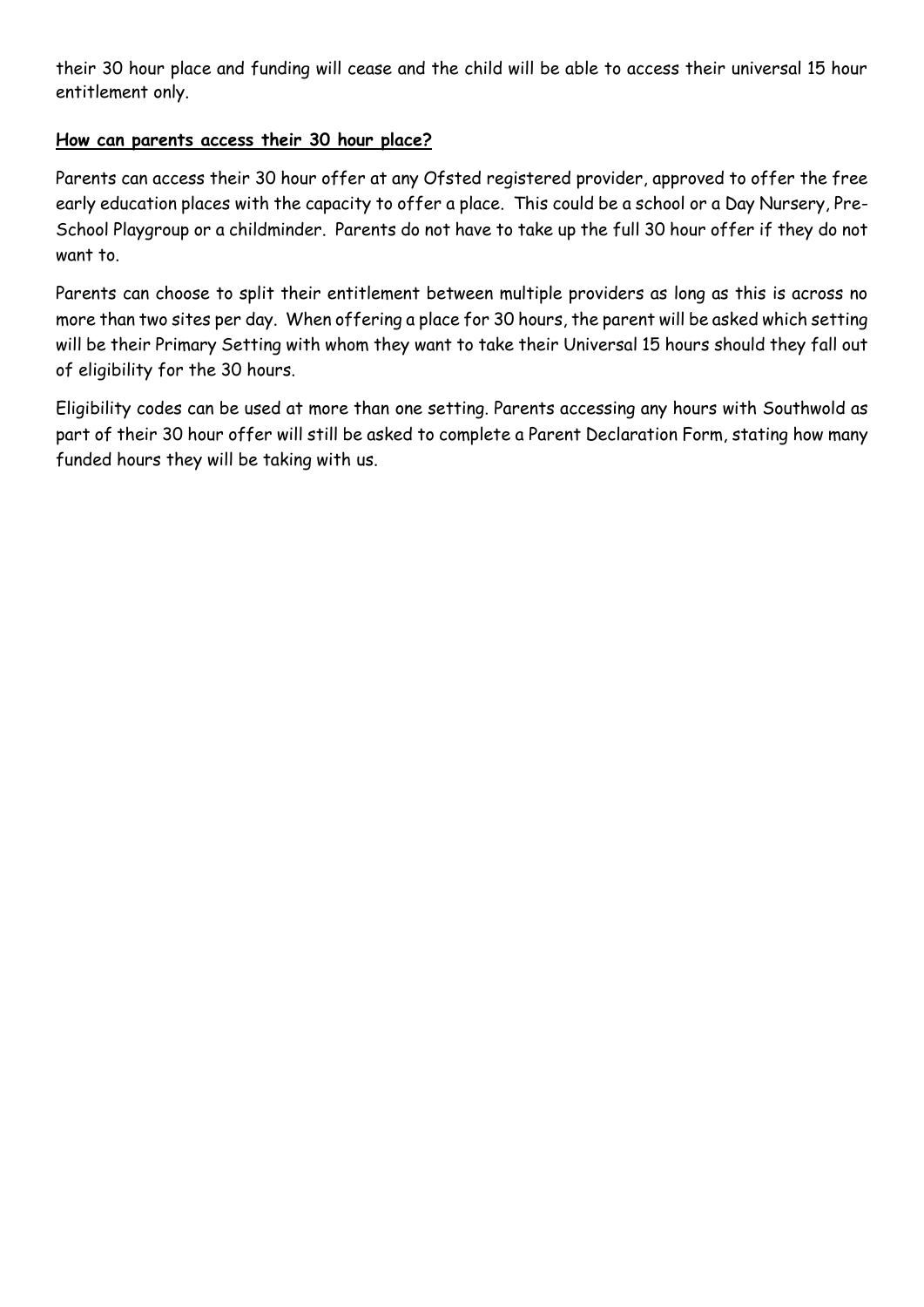their 30 hour place and funding will cease and the child will be able to access their universal 15 hour entitlement only.

**How can parents access their 30 hour place?**

Parents can access their 30 hour offer at any Ofsted registered provider, approved to offer the free early education places with the capacity to offer a place. This could be a school or a Day Nursery, Pre-School Playgroup or a childminder. Parents do not have to take up the full 30 hour offer if they do not want to.

Parents can choose to split their entitlement between multiple providers as long as this is across no more than two sites per day. When offering a place for 30 hours, the parent will be asked which setting will be their Primary Setting with whom they want to take their Universal 15 hours should they fall out of eligibility for the 30 hours.

Eligibility codes can be used at more than one setting. Parents accessing any hours with Southwold as part of their 30 hour offer will still be asked to complete a Parent Declaration Form, stating how many funded hours they will be taking with us.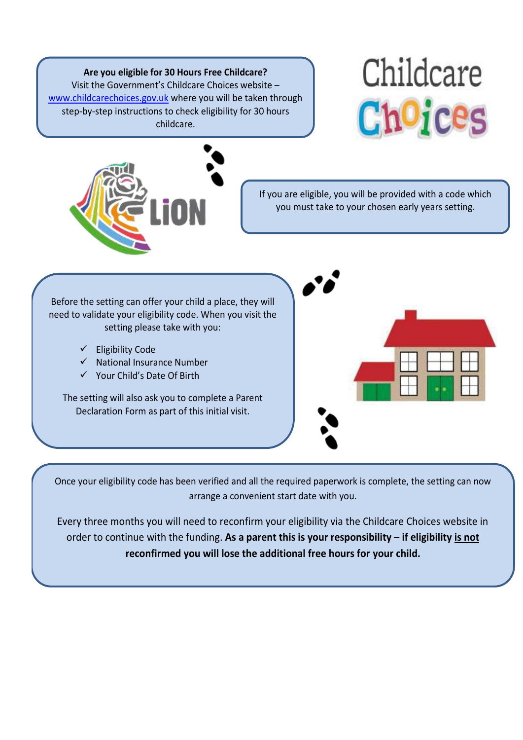**Are you eligible for 30 Hours Free Childcare?**
Visit the Government's Childcare Choices website – [www.childcarechoices.gov.uk](http://www.childcarechoices.gov.uk) where you will be taken through step-by-step instructions to check eligibility for 30 hours childcare.

Childcare Choices

LiON

If you are eligible, you will be provided with a code which you must take to your chosen early years setting.

Before the setting can offer your child a place, they will need to validate your eligibility code. When you visit the setting please take with you:

- ✓ Eligibility Code
- ✓ National Insurance Number
- ✓ Your Child's Date Of Birth

The setting will also ask you to complete a Parent Declaration Form as part of this initial visit.

Once your eligibility code has been verified and all the required paperwork is complete, the setting can now arrange a convenient start date with you.

Every three months you will need to reconfirm your eligibility via the Childcare Choices website in order to continue with the funding. **As a parent this is your responsibility – if eligibility <u>is not</u> reconfirmed you will lose the additional free hours for your child.**